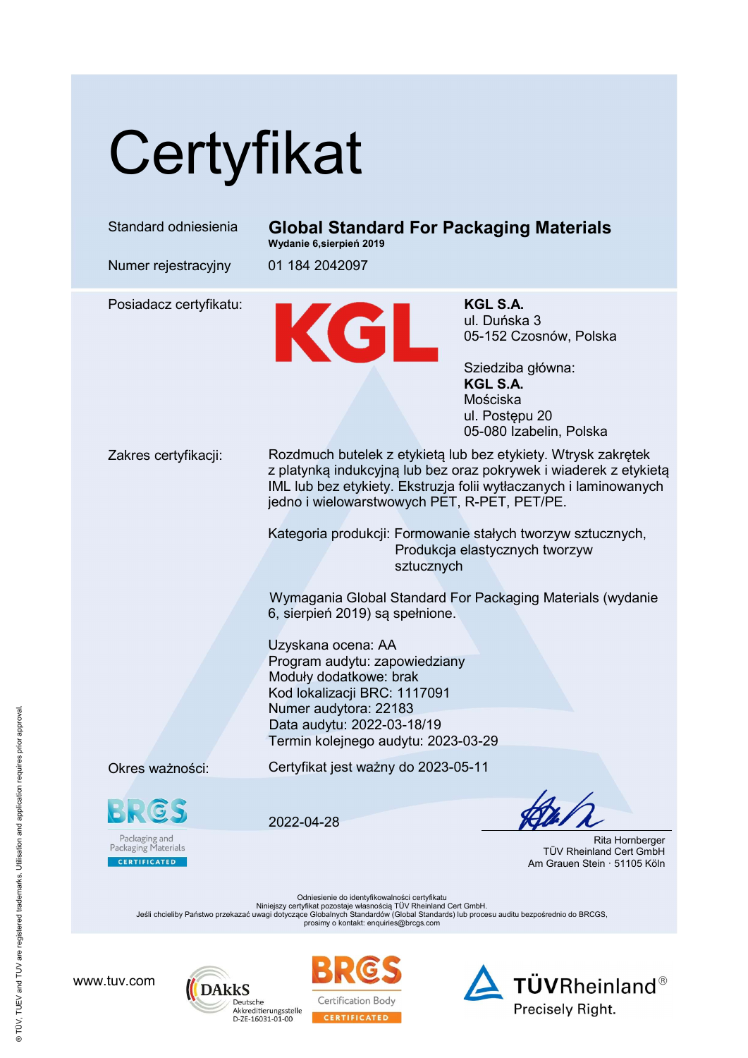# Certyfikat

| | |
|---|---|
| Standard odniesienia | **Global Standard For Packaging Materials** **Wydanie 6,sierpień 2019** |
| Numer rejestracyjny | 01 184 2042097 |

Posiadacz certyfikatu:

KGL

**KGL S.A.**
ul. Duńska 3
05-152 Czosnów, Polska

Sziedziba główna:
**KGL S.A.**
Mościska
ul. Postępu 20
05-080 Izabelin, Polska

Zakres certyfikacji:

Rozdmuch butelek z etykietą lub bez etykiety. Wtrysk zakrętek z platynką indukcyjną lub bez oraz pokrywek i wiaderek z etykietą IML lub bez etykiety. Ekstruzja folii wytłaczanych i laminowanych jedno i wielowarstwowych PET, R-PET, PET/PE.

Kategoria produkcji: Formowanie stałych tworzyw sztucznych, Produkcja elastycznych tworzyw sztucznych

Wymagania Global Standard For Packaging Materials (wydanie 6, sierpień 2019) są spełnione.

Uzyskana ocena: AA
Program audytu: zapowiedziany
Moduły dodatkowe: brak
Kod lokalizacji BRC: 1117091
Numer audytora: 22183
Data audytu: 2022-03-18/19
Termin kolejnego audytu: 2023-03-29

Okres ważności: Certyfikat jest ważny do 2023-05-11

BRCGS Packaging and Packaging Materials CERTIFICATED

2022-04-28

Rita Hornberger
TÜV Rheinland Cert GmbH
Am Grauen Stein · 51105 Köln

Odniesienie do identyfikowalności certyfikatu
Niniejszy certyfikat pozostaje własnością TÜV Rheinland Cert GmbH.
Jeśli chcieliby Państwo przekazać uwagi dotyczące Globalnych Standardów (Global Standards) lub procesu auditu bezpośrednio do BRCGS, prosimy o kontakt: enquiries@brcgs.com

www.tuv.com

DAkkS Deutsche Akkreditierungsstelle D-ZE-16031-01-00

BRCGS Certification Body CERTIFICATED

TÜVRheinland® Precisely Right.

® TÜV, TUEV and TUV are registered trademarks. Utilisation and application requires prior approval.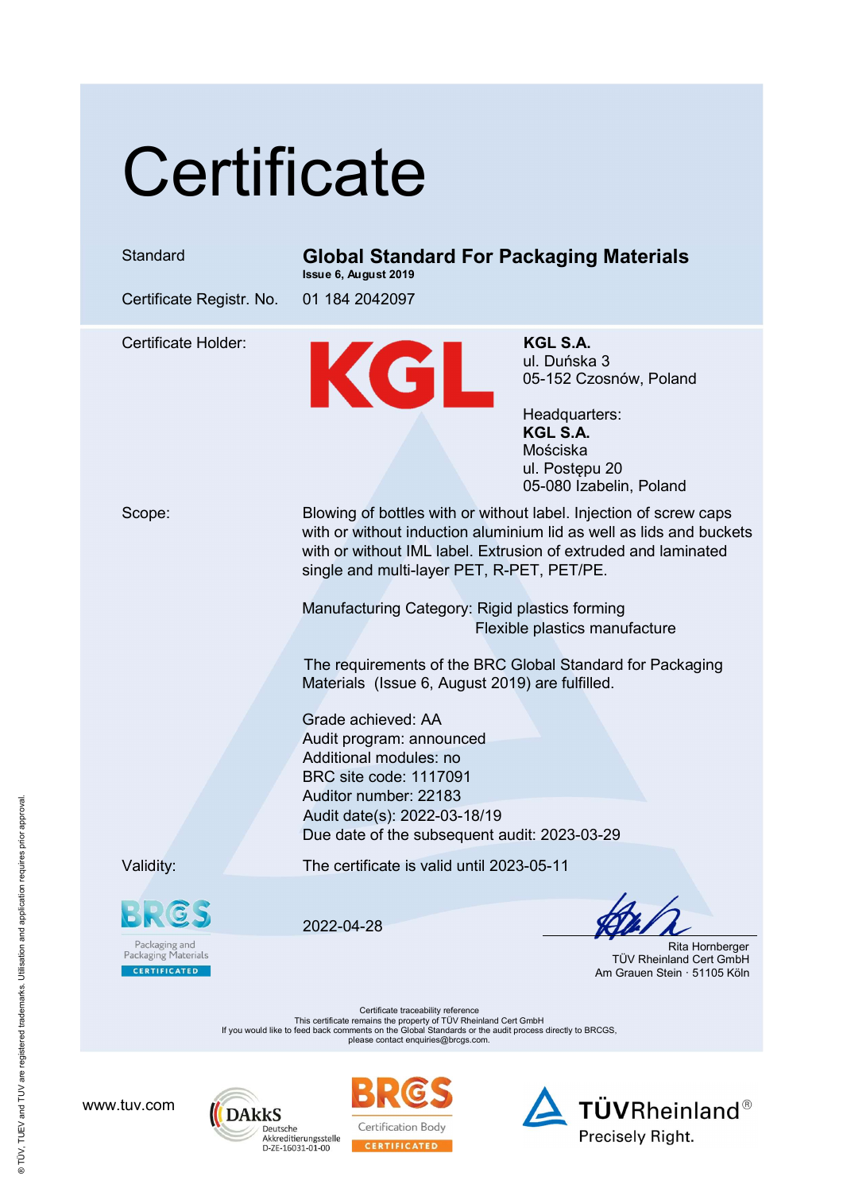# Certificate

| | |
|---|---|
| Standard | **Global Standard For Packaging Materials** Issue 6, August 2019 |
| Certificate Registr. No. | 01 184 2042097 |

Certificate Holder:

KGL

**KGL S.A.**
ul. Duńska 3
05-152 Czosnów, Poland

Headquarters:
**KGL S.A.**
Mościska
ul. Postępu 20
05-080 Izabelin, Poland

Scope:

Blowing of bottles with or without label. Injection of screw caps with or without induction aluminium lid as well as lids and buckets with or without IML label. Extrusion of extruded and laminated single and multi-layer PET, R-PET, PET/PE.

Manufacturing Category: Rigid plastics forming
Flexible plastics manufacture

The requirements of the BRC Global Standard for Packaging Materials (Issue 6, August 2019) are fulfilled.

Grade achieved: AA
Audit program: announced
Additional modules: no
BRC site code: 1117091
Auditor number: 22183
Audit date(s): 2022-03-18/19
Due date of the subsequent audit: 2023-03-29

Validity: The certificate is valid until 2023-05-11

BRCGS Packaging and Packaging Materials CERTIFICATED

2022-04-28

Rita Hornberger
TÜV Rheinland Cert GmbH
Am Grauen Stein · 51105 Köln

Certificate traceability reference
This certificate remains the property of TÜV Rheinland Cert GmbH
If you would like to feed back comments on the Global Standards or the audit process directly to BRCGS, please contact enquiries@brcgs.com.

www.tuv.com

DAkkS Deutsche Akkreditierungsstelle D-ZE-16031-01-00

BRCGS Certification Body CERTIFICATED

TÜVRheinland® Precisely Right.

® TÜV, TUEV and TUV are registered trademarks. Utilisation and application requires prior approval.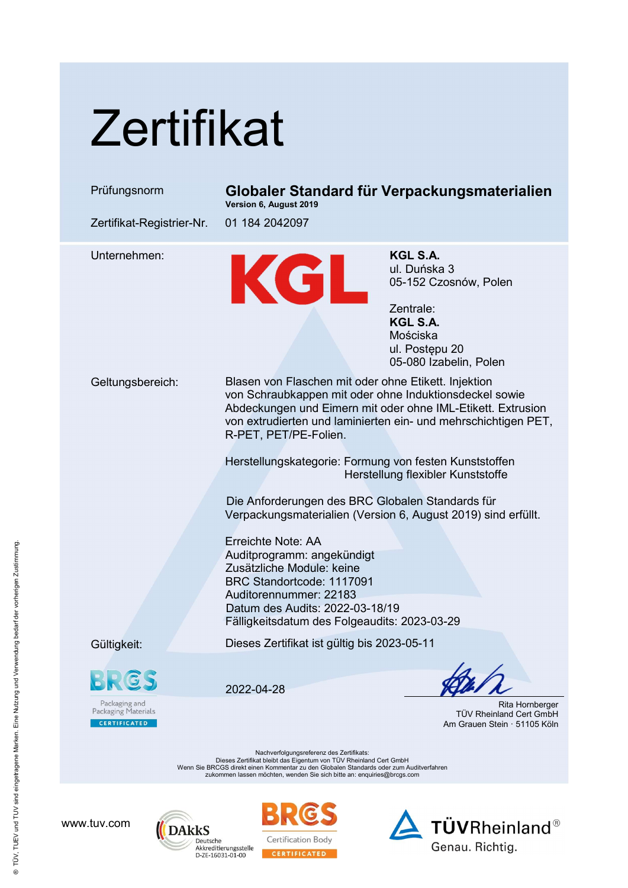# Zertifikat

| | |
|---|---|
| Prüfungsnorm | **Globaler Standard für Verpackungsmaterialien** <br> **Version 6, August 2019** |
| Zertifikat-Registrier-Nr. | 01 184 2042097 |

Unternehmen:

KGL

**KGL S.A.**
ul. Duńska 3
05-152 Czosnów, Polen

Zentrale:
**KGL S.A.**
Mościska
ul. Postępu 20
05-080 Izabelin, Polen

Geltungsbereich:

Blasen von Flaschen mit oder ohne Etikett. Injektion von Schraubkappen mit oder ohne Induktionsdeckel sowie Abdeckungen und Eimern mit oder ohne IML-Etikett. Extrusion von extrudierten und laminierten ein- und mehrschichtigen PET, R-PET, PET/PE-Folien.

Herstellungskategorie: Formung von festen Kunststoffen
Herstellung flexibler Kunststoffe

Die Anforderungen des BRC Globalen Standards für Verpackungsmaterialien (Version 6, August 2019) sind erfüllt.

Erreichte Note: AA
Auditprogramm: angekündigt
Zusätzliche Module: keine
BRC Standortcode: 1117091
Auditorennummer: 22183
Datum des Audits: 2022-03-18/19
Fälligkeitsdatum des Folgeaudits: 2023-03-29

Gültigkeit: Dieses Zertifikat ist gültig bis 2023-05-11

BRCGS Packaging and Packaging Materials CERTIFICATED

2022-04-28

Rita Hornberger
TÜV Rheinland Cert GmbH
Am Grauen Stein · 51105 Köln

Nachverfolgungsreferenz des Zertifikats:
Dieses Zertifikat bleibt das Eigentum von TÜV Rheinland Cert GmbH
Wenn Sie BRCGS direkt einen Kommentar zu den Globalen Standards oder zum Auditverfahren zukommen lassen möchten, wenden Sie sich bitte an: enquiries@brcgs.com

www.tuv.com

DAkkS Deutsche Akkreditierungsstelle D-ZE-16031-01-00

BRCGS Certification Body CERTIFICATED

TÜVRheinland® Genau. Richtig.

® TÜV, TUEV und TUV sind eingetragene Marken. Eine Nutzung und Verwendung bedarf der vorherigen Zustimmung.